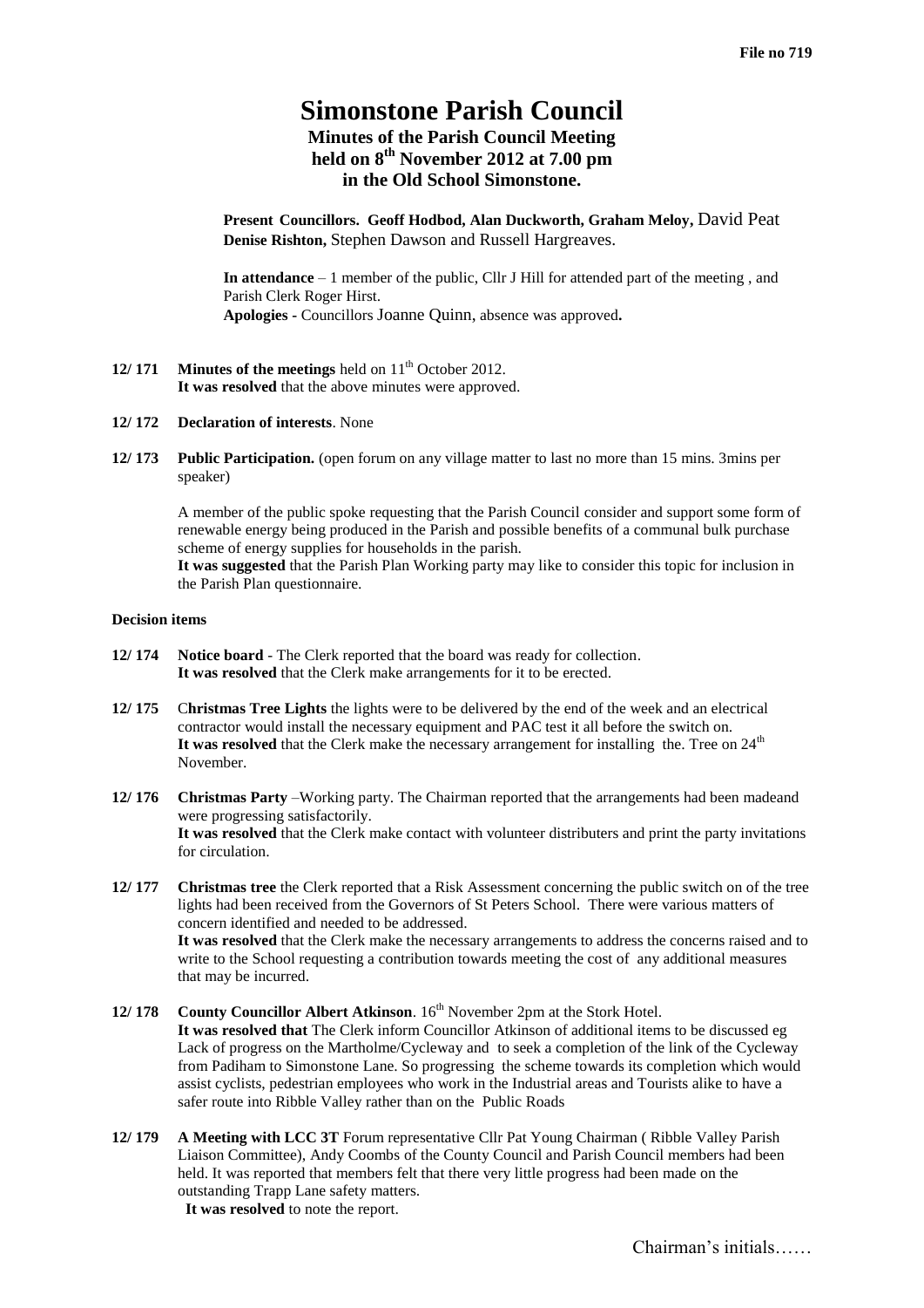File no 719

# Simonstone Parish Council

**Minutes of the Parish Council Meeting held on 8th November 2012 at 7.00 pm in the Old School Simonstone.**

**Present Councillors. Geoff Hodbod, Alan Duckworth, Graham Meloy,** David Peat **Denise Rishton,** Stephen Dawson and Russell Hargreaves.

**In attendance** – 1 member of the public, Cllr J Hill for attended part of the meeting , and Parish Clerk Roger Hirst.
**Apologies -** Councillors Joanne Quinn, absence was approved**.**

**12/ 171 Minutes of the meetings** held on 11th October 2012.
**It was resolved** that the above minutes were approved.

**12/ 172 Declaration of interests**. None

**12/ 173 Public Participation.** (open forum on any village matter to last no more than 15 mins. 3mins per speaker)

A member of the public spoke requesting that the Parish Council consider and support some form of renewable energy being produced in the Parish and possible benefits of a communal bulk purchase scheme of energy supplies for households in the parish.
**It was suggested** that the Parish Plan Working party may like to consider this topic for inclusion in the Parish Plan questionnaire.

**Decision items**

**12/ 174 Notice board** - The Clerk reported that the board was ready for collection.
**It was resolved** that the Clerk make arrangements for it to be erected.

**12/ 175** C**hristmas Tree Lights** the lights were to be delivered by the end of the week and an electrical contractor would install the necessary equipment and PAC test it all before the switch on.
**It was resolved** that the Clerk make the necessary arrangement for installing the. Tree on 24th November.

**12/ 176 Christmas Party** –Working party. The Chairman reported that the arrangements had been madeand were progressing satisfactorily.
**It was resolved** that the Clerk make contact with volunteer distributers and print the party invitations for circulation.

**12/ 177 Christmas tree** the Clerk reported that a Risk Assessment concerning the public switch on of the tree lights had been received from the Governors of St Peters School. There were various matters of concern identified and needed to be addressed.
**It was resolved** that the Clerk make the necessary arrangements to address the concerns raised and to write to the School requesting a contribution towards meeting the cost of any additional measures that may be incurred.

**12/ 178 County Councillor Albert Atkinson**. 16th November 2pm at the Stork Hotel.
**It was resolved that** The Clerk inform Councillor Atkinson of additional items to be discussed eg Lack of progress on the Martholme/Cycleway and to seek a completion of the link of the Cycleway from Padiham to Simonstone Lane. So progressing the scheme towards its completion which would assist cyclists, pedestrian employees who work in the Industrial areas and Tourists alike to have a safer route into Ribble Valley rather than on the Public Roads

**12/ 179 A Meeting with LCC 3T** Forum representative Cllr Pat Young Chairman ( Ribble Valley Parish Liaison Committee), Andy Coombs of the County Council and Parish Council members had been held. It was reported that members felt that there very little progress had been made on the outstanding Trapp Lane safety matters.
**It was resolved** to note the report.

Chairman's initials……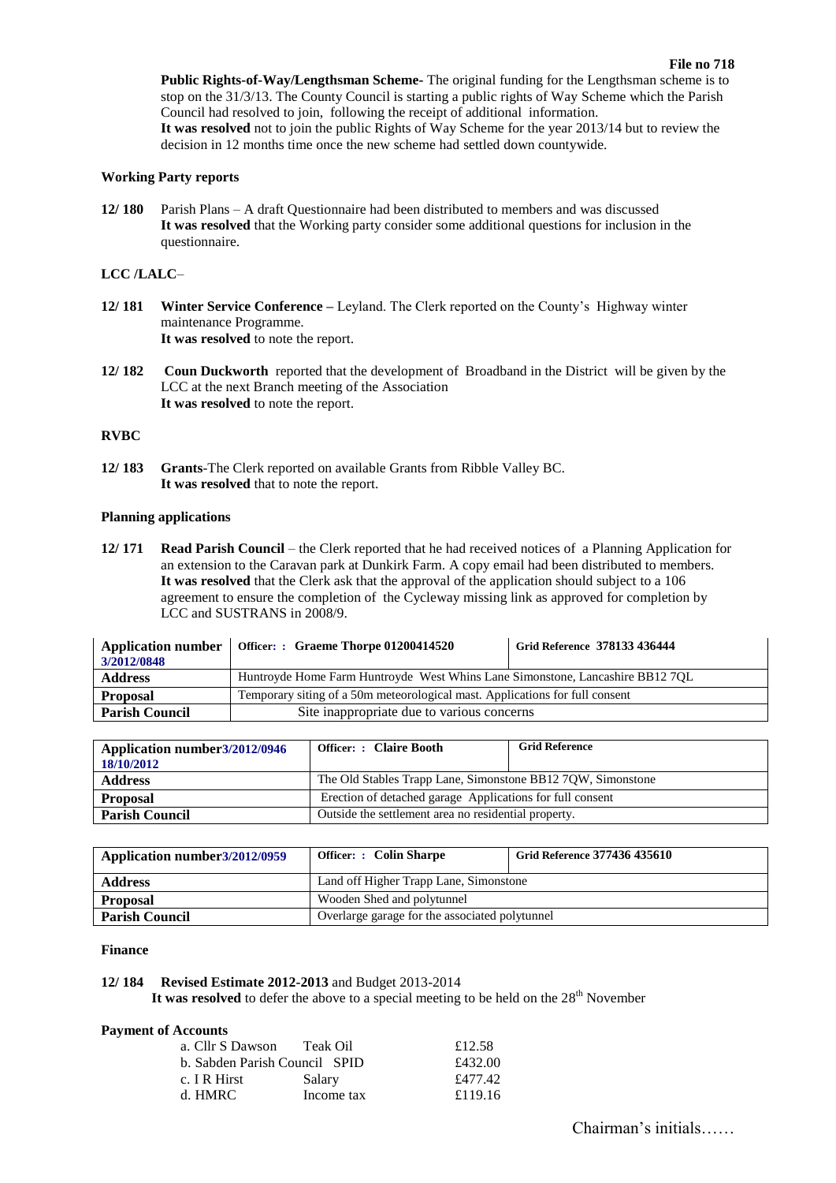**Public Rights-of-Way/Lengthsman Scheme-** The original funding for the Lengthsman scheme is to stop on the 31/3/13. The County Council is starting a public rights of Way Scheme which the Parish Council had resolved to join, following the receipt of additional information.
**It was resolved** not to join the public Rights of Way Scheme for the year 2013/14 but to review the decision in 12 months time once the new scheme had settled down countywide.

**Working Party reports**

**12/ 180** Parish Plans – A draft Questionnaire had been distributed to members and was discussed
**It was resolved** that the Working party consider some additional questions for inclusion in the questionnaire.

**LCC /LALC**–

**12/ 181** **Winter Service Conference –** Leyland. The Clerk reported on the County's Highway winter maintenance Programme.
**It was resolved** to note the report.

**12/ 182** **Coun Duckworth** reported that the development of Broadband in the District will be given by the LCC at the next Branch meeting of the Association
**It was resolved** to note the report.

**RVBC**

**12/ 183** **Grants**-The Clerk reported on available Grants from Ribble Valley BC.
**It was resolved** that to note the report.

**Planning applications**

**12/ 171** **Read Parish Council** – the Clerk reported that he had received notices of a Planning Application for an extension to the Caravan park at Dunkirk Farm. A copy email had been distributed to members.
**It was resolved** that the Clerk ask that the approval of the application should subject to a 106 agreement to ensure the completion of the Cycleway missing link as approved for completion by LCC and SUSTRANS in 2008/9.

| **Application number** 3/2012/0848 | **Officer: : Graeme Thorpe 01200414520** | **Grid Reference 378133 436444** |
|---|---|---|
| **Address** | Huntroyde Home Farm Huntroyde West Whins Lane Simonstone, Lancashire BB12 7QL | |
| **Proposal** | Temporary siting of a 50m meteorological mast. Applications for full consent | |
| **Parish Council** | Site inappropriate due to various concerns | |

| **Application number 3/2012/0946** 18/10/2012 | **Officer: : Claire Booth** | **Grid Reference** |
|---|---|---|
| **Address** | The Old Stables Trapp Lane, Simonstone BB12 7QW, Simonstone | |
| **Proposal** | Erection of detached garage Applications for full consent | |
| **Parish Council** | Outside the settlement area no residential property. | |

| **Application number 3/2012/0959** | **Officer: : Colin Sharpe** | **Grid Reference 377436 435610** |
|---|---|---|
| **Address** | Land off Higher Trapp Lane, Simonstone | |
| **Proposal** | Wooden Shed and polytunnel | |
| **Parish Council** | Overlarge garage for the associated polytunnel | |

**Finance**

**12/ 184** **Revised Estimate 2012-2013** and Budget 2013-2014
**It was resolved** to defer the above to a special meeting to be held on the 28th November

**Payment of Accounts**

| | | |
|---|---|---|
| a. Cllr S Dawson | Teak Oil | £12.58 |
| b. Sabden Parish Council | SPID | £432.00 |
| c. I R Hirst | Salary | £477.42 |
| d. HMRC | Income tax | £119.16 |

Chairman's initials……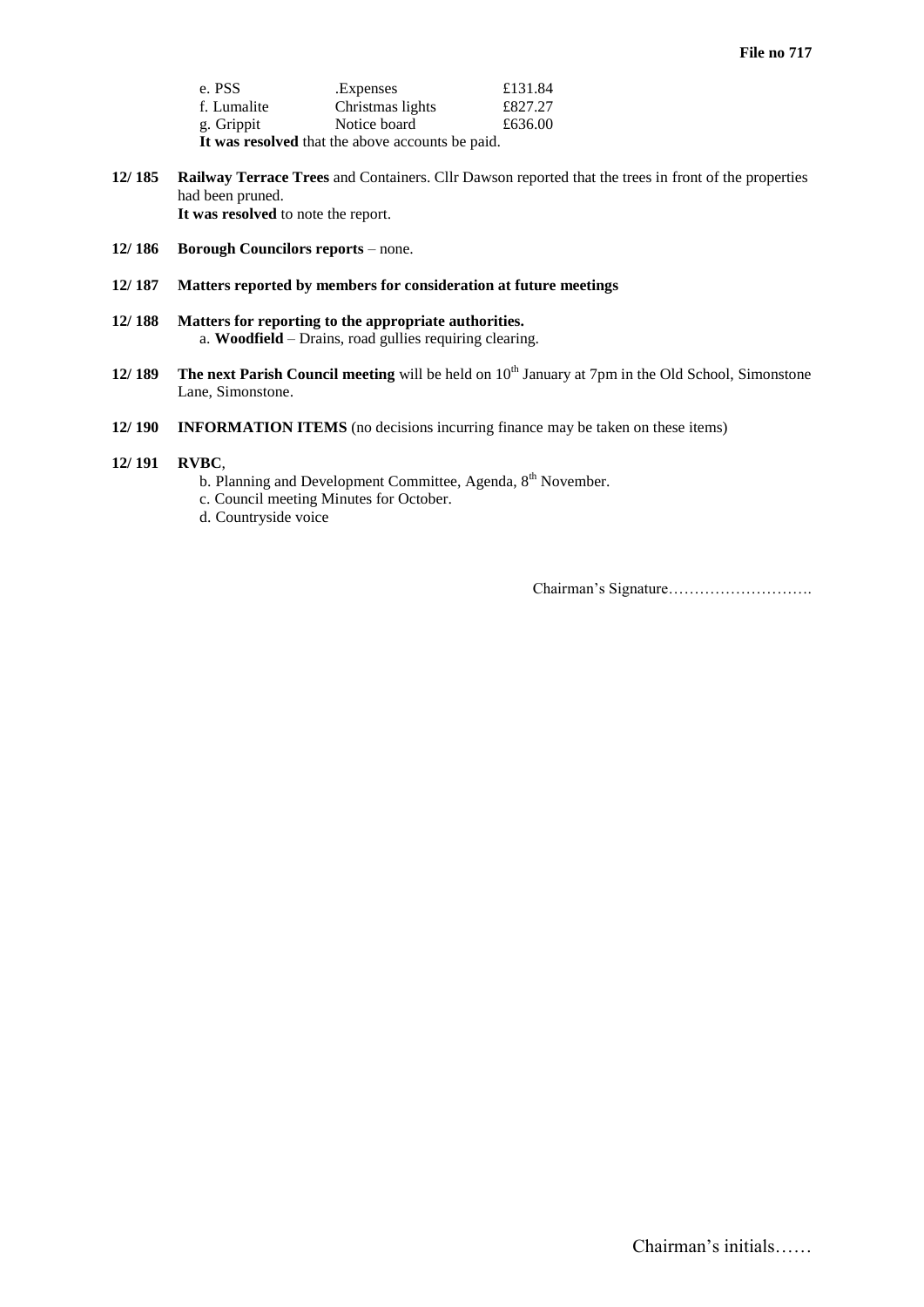**File no 717**

| | | |
|---|---|---|
| e. PSS | .Expenses | £131.84 |
| f. Lumalite | Christmas lights | £827.27 |
| g. Grippit | Notice board | £636.00 |

**It was resolved** that the above accounts be paid.

**12/ 185** **Railway Terrace Trees** and Containers. Cllr Dawson reported that the trees in front of the properties had been pruned.
**It was resolved** to note the report.

**12/ 186** **Borough Councilors reports** – none.

**12/ 187** **Matters reported by members for consideration at future meetings**

**12/ 188** **Matters for reporting to the appropriate authorities.**
a. **Woodfield** – Drains, road gullies requiring clearing.

**12/ 189** **The next Parish Council meeting** will be held on 10th January at 7pm in the Old School, Simonstone Lane, Simonstone.

**12/ 190** **INFORMATION ITEMS** (no decisions incurring finance may be taken on these items)

**12/ 191** **RVBC**,
b. Planning and Development Committee, Agenda, 8th November.
c. Council meeting Minutes for October.
d. Countryside voice

Chairman's Signature……………………….

Chairman's initials……